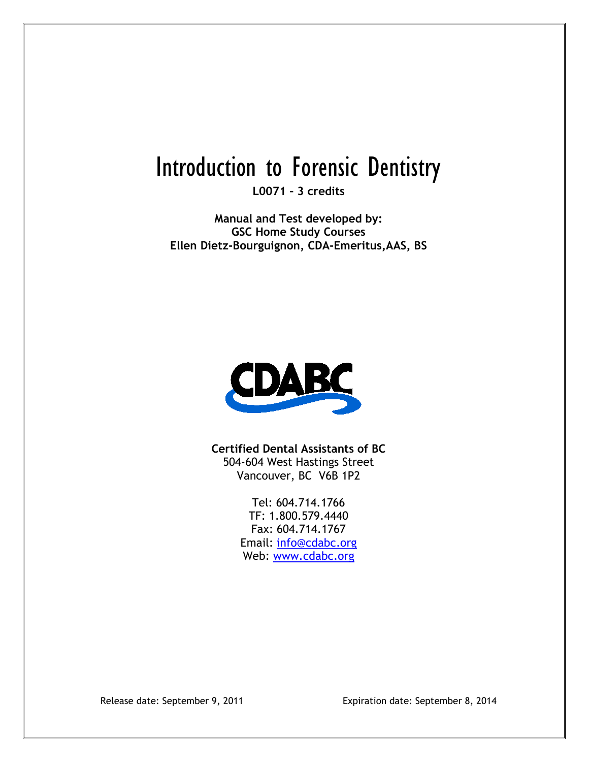# Introduction to Forensic Dentistry

**L0071 – 3 credits**

**Manual and Test developed by:**
**GSC Home Study Courses**
**Ellen Dietz-Bourguignon, CDA-Emeritus,AAS, BS**

**Certified Dental Assistants of BC**
504-604 West Hastings Street
Vancouver, BC V6B 1P2

Tel: 604.714.1766
TF: 1.800.579.4440
Fax: 604.714.1767
Email: info@cdabc.org
Web: www.cdabc.org

Release date: September 9, 2011 Expiration date: September 8, 2014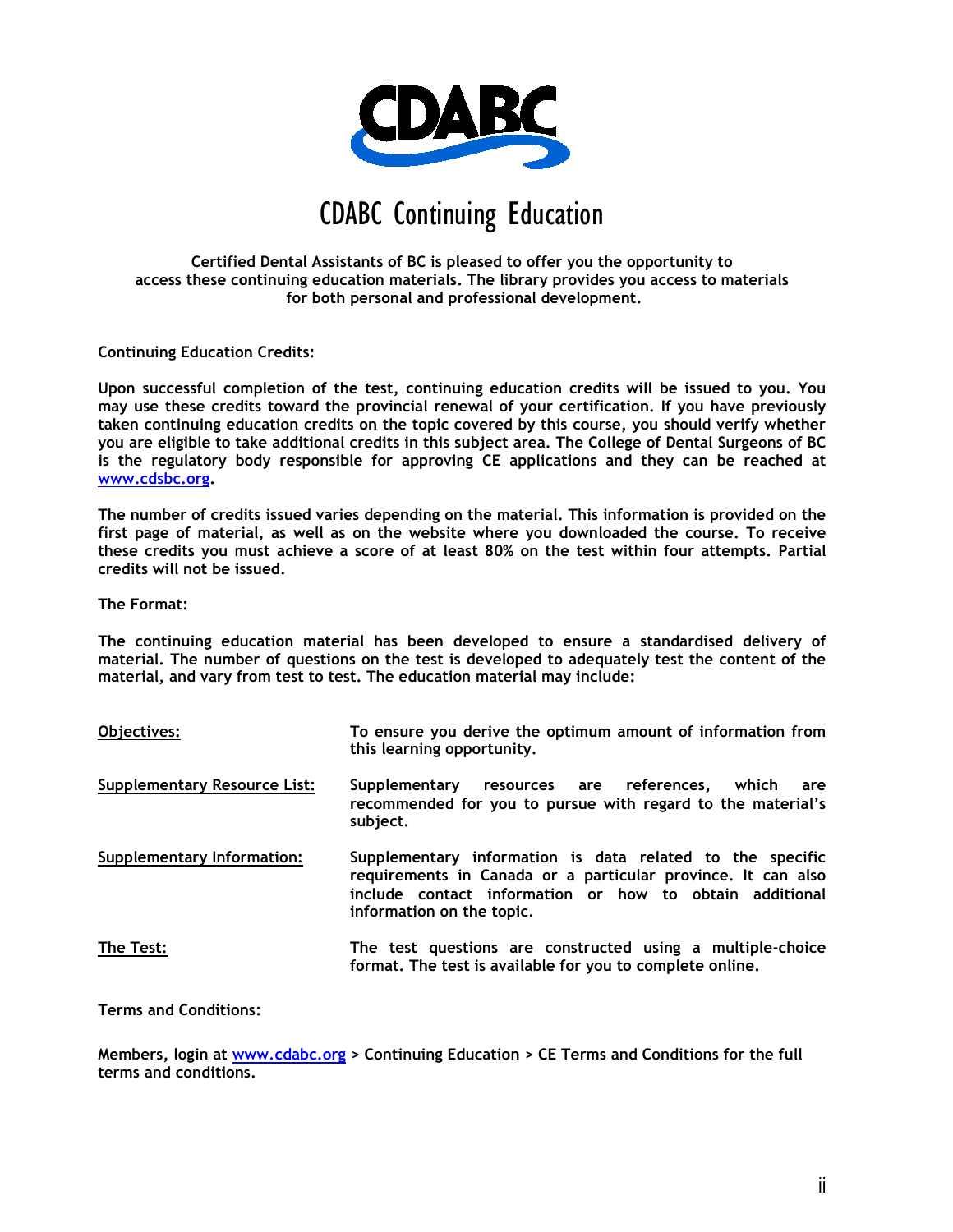# CDABC Continuing Education

**Certified Dental Assistants of BC is pleased to offer you the opportunity to access these continuing education materials. The library provides you access to materials for both personal and professional development.**

**Continuing Education Credits:**

**Upon successful completion of the test, continuing education credits will be issued to you. You may use these credits toward the provincial renewal of your certification. If you have previously taken continuing education credits on the topic covered by this course, you should verify whether you are eligible to take additional credits in this subject area. The College of Dental Surgeons of BC is the regulatory body responsible for approving CE applications and they can be reached at www.cdsbc.org.**

**The number of credits issued varies depending on the material. This information is provided on the first page of material, as well as on the website where you downloaded the course. To receive these credits you must achieve a score of at least 80% on the test within four attempts. Partial credits will not be issued.**

**The Format:**

**The continuing education material has been developed to ensure a standardised delivery of material. The number of questions on the test is developed to adequately test the content of the material, and vary from test to test. The education material may include:**

**Objectives:** To ensure you derive the optimum amount of information from this learning opportunity.

**Supplementary Resource List:** Supplementary resources are references, which are recommended for you to pursue with regard to the material's subject.

**Supplementary Information:** Supplementary information is data related to the specific requirements in Canada or a particular province. It can also include contact information or how to obtain additional information on the topic.

**The Test:** The test questions are constructed using a multiple-choice format. The test is available for you to complete online.

**Terms and Conditions:**

**Members, login at www.cdabc.org > Continuing Education > CE Terms and Conditions for the full terms and conditions.**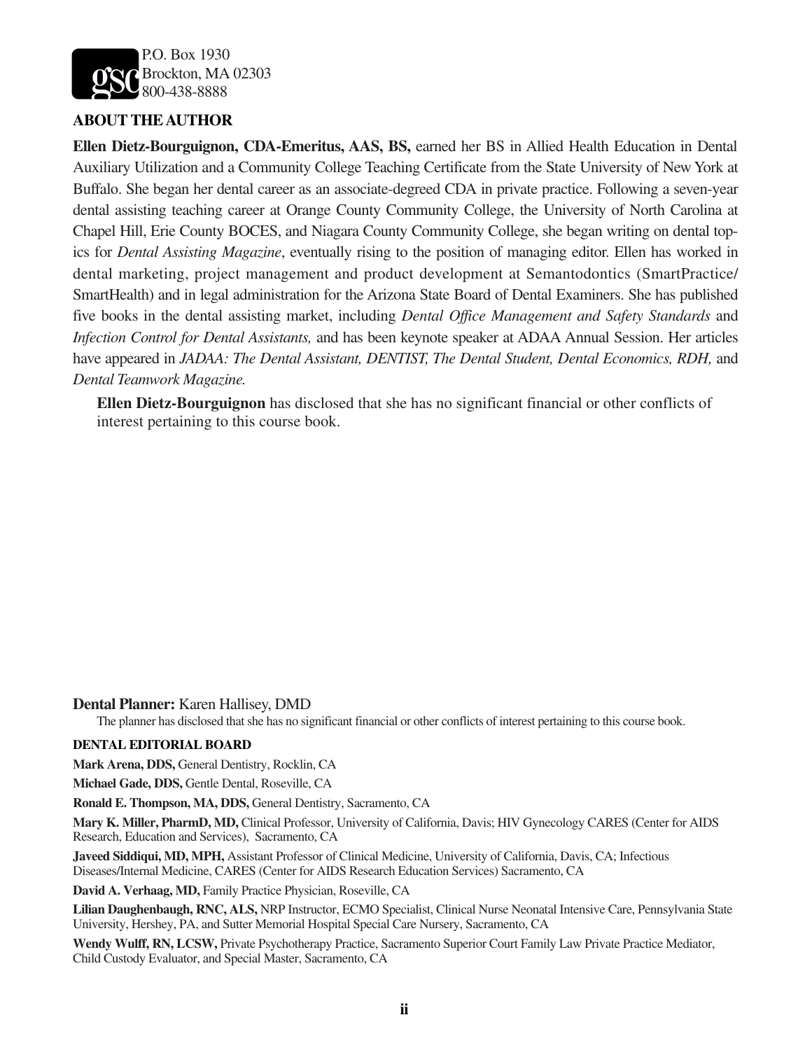P.O. Box 1930
Brockton, MA 02303
800-438-8888

## ABOUT THE AUTHOR

**Ellen Dietz-Bourguignon, CDA-Emeritus, AAS, BS,** earned her BS in Allied Health Education in Dental Auxiliary Utilization and a Community College Teaching Certificate from the State University of New York at Buffalo. She began her dental career as an associate-degreed CDA in private practice. Following a seven-year dental assisting teaching career at Orange County Community College, the University of North Carolina at Chapel Hill, Erie County BOCES, and Niagara County Community College, she began writing on dental topics for *Dental Assisting Magazine*, eventually rising to the position of managing editor. Ellen has worked in dental marketing, project management and product development at Semantodontics (SmartPractice/SmartHealth) and in legal administration for the Arizona State Board of Dental Examiners. She has published five books in the dental assisting market, including *Dental Office Management and Safety Standards* and *Infection Control for Dental Assistants,* and has been keynote speaker at ADAA Annual Session. Her articles have appeared in *JADAA: The Dental Assistant, DENTIST, The Dental Student, Dental Economics, RDH,* and *Dental Teamwork Magazine.*

**Ellen Dietz-Bourguignon** has disclosed that she has no significant financial or other conflicts of interest pertaining to this course book.

**Dental Planner:** Karen Hallisey, DMD

The planner has disclosed that she has no significant financial or other conflicts of interest pertaining to this course book.

**DENTAL EDITORIAL BOARD**

**Mark Arena, DDS,** General Dentistry, Rocklin, CA

**Michael Gade, DDS,** Gentle Dental, Roseville, CA

**Ronald E. Thompson, MA, DDS,** General Dentistry, Sacramento, CA

**Mary K. Miller, PharmD, MD,** Clinical Professor, University of California, Davis; HIV Gynecology CARES (Center for AIDS Research, Education and Services), Sacramento, CA

**Javeed Siddiqui, MD, MPH,** Assistant Professor of Clinical Medicine, University of California, Davis, CA; Infectious Diseases/Internal Medicine, CARES (Center for AIDS Research Education Services) Sacramento, CA

**David A. Verhaag, MD,** Family Practice Physician, Roseville, CA

**Lilian Daughenbaugh, RNC, ALS,** NRP Instructor, ECMO Specialist, Clinical Nurse Neonatal Intensive Care, Pennsylvania State University, Hershey, PA, and Sutter Memorial Hospital Special Care Nursery, Sacramento, CA

**Wendy Wulff, RN, LCSW,** Private Psychotherapy Practice, Sacramento Superior Court Family Law Private Practice Mediator, Child Custody Evaluator, and Special Master, Sacramento, CA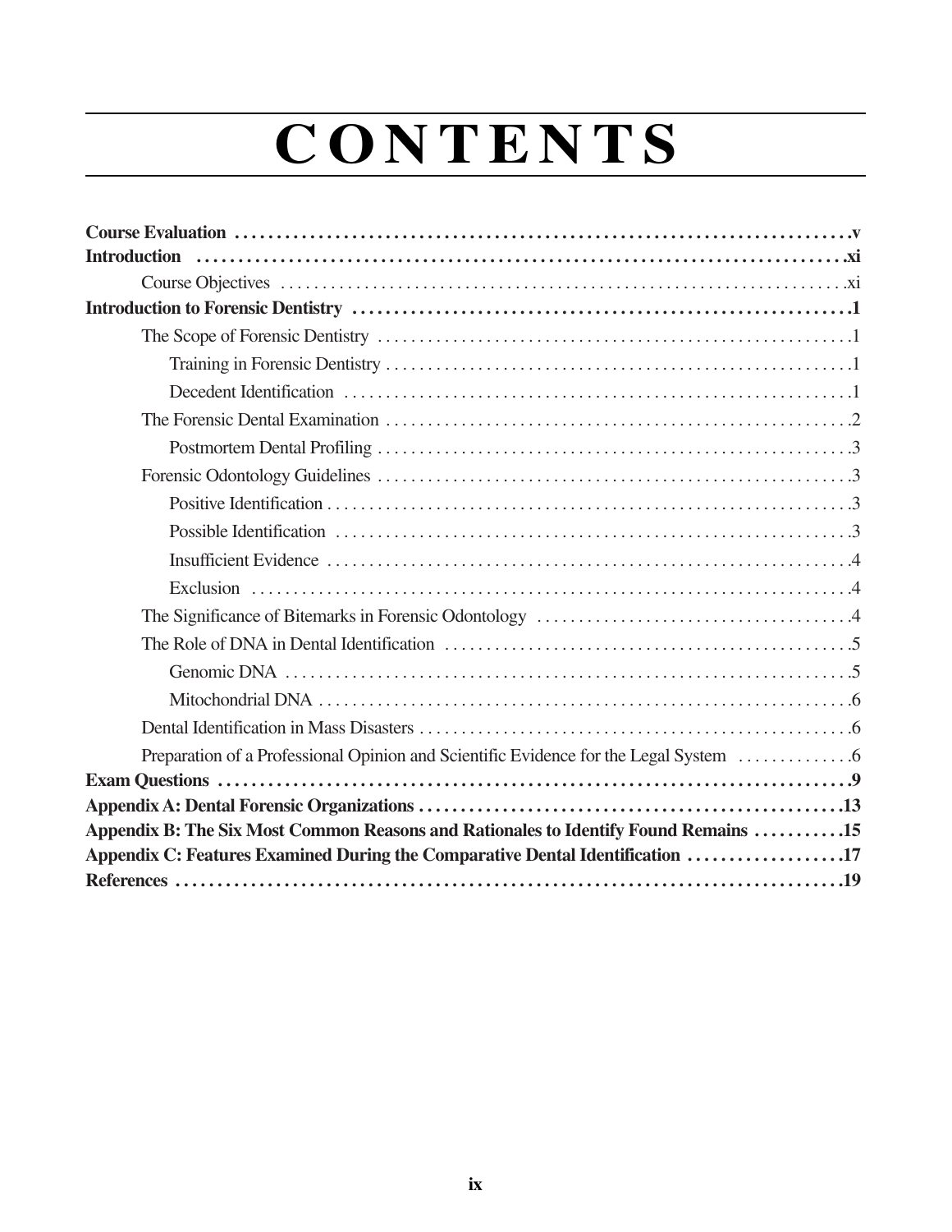# CONTENTS

**Course Evaluation** ....... v
**Introduction** ....... xi
- Course Objectives ....... xi

**Introduction to Forensic Dentistry** ....... 1
- The Scope of Forensic Dentistry ....... 1
  - Training in Forensic Dentistry ....... 1
  - Decedent Identification ....... 1
- The Forensic Dental Examination ....... 2
  - Postmortem Dental Profiling ....... 3
- Forensic Odontology Guidelines ....... 3
  - Positive Identification ....... 3
  - Possible Identification ....... 3
  - Insufficient Evidence ....... 4
  - Exclusion ....... 4
- The Significance of Bitemarks in Forensic Odontology ....... 4
- The Role of DNA in Dental Identification ....... 5
  - Genomic DNA ....... 5
  - Mitochondrial DNA ....... 6
- Dental Identification in Mass Disasters ....... 6
- Preparation of a Professional Opinion and Scientific Evidence for the Legal System ....... 6

**Exam Questions** ....... 9
**Appendix A: Dental Forensic Organizations** ....... 13
**Appendix B: The Six Most Common Reasons and Rationales to Identify Found Remains** ....... 15
**Appendix C: Features Examined During the Comparative Dental Identification** ....... 17
**References** ....... 19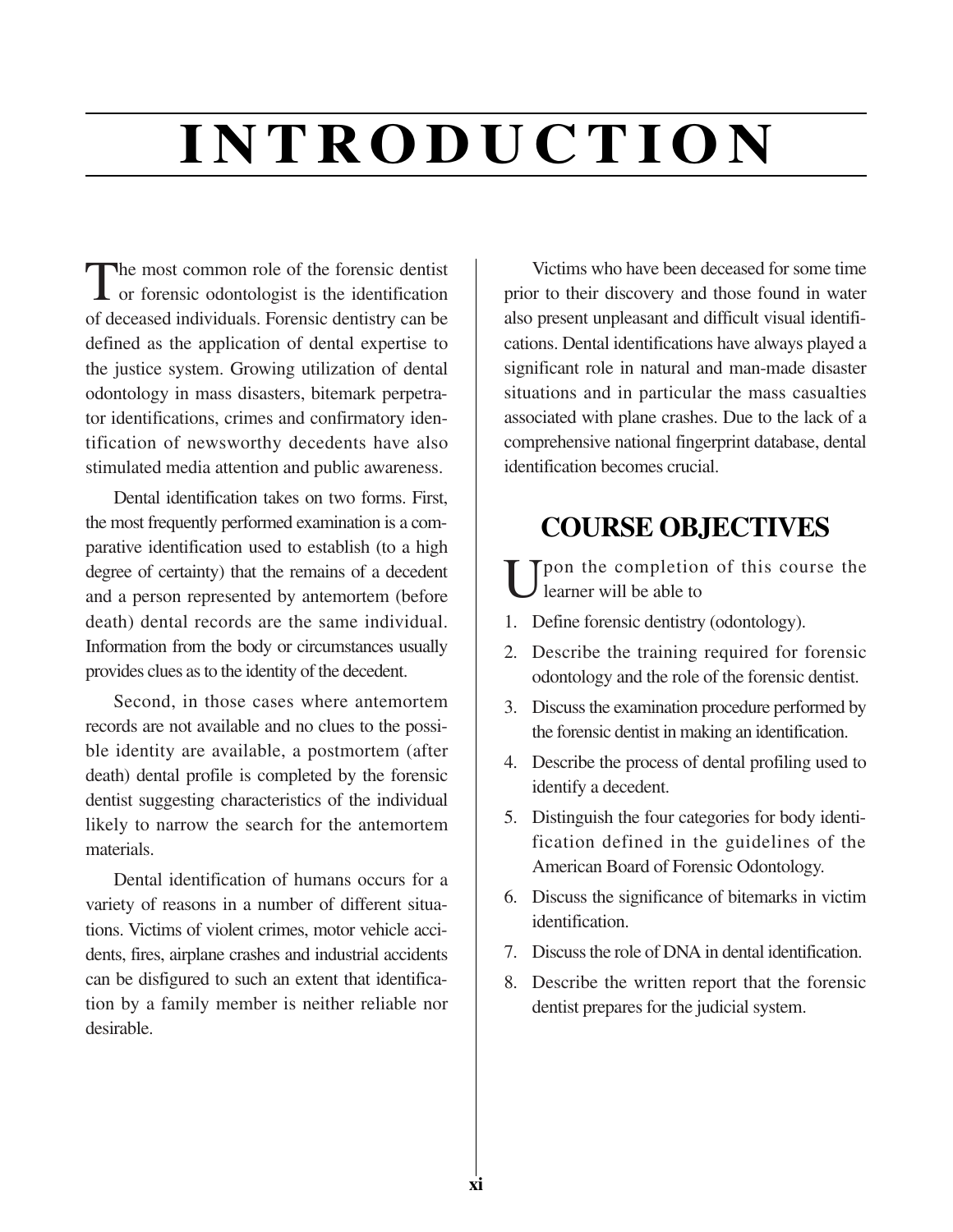# INTRODUCTION

The most common role of the forensic dentist or forensic odontologist is the identification of deceased individuals. Forensic dentistry can be defined as the application of dental expertise to the justice system. Growing utilization of dental odontology in mass disasters, bitemark perpetrator identifications, crimes and confirmatory identification of newsworthy decedents have also stimulated media attention and public awareness.

Dental identification takes on two forms. First, the most frequently performed examination is a comparative identification used to establish (to a high degree of certainty) that the remains of a decedent and a person represented by antemortem (before death) dental records are the same individual. Information from the body or circumstances usually provides clues as to the identity of the decedent.

Second, in those cases where antemortem records are not available and no clues to the possible identity are available, a postmortem (after death) dental profile is completed by the forensic dentist suggesting characteristics of the individual likely to narrow the search for the antemortem materials.

Dental identification of humans occurs for a variety of reasons in a number of different situations. Victims of violent crimes, motor vehicle accidents, fires, airplane crashes and industrial accidents can be disfigured to such an extent that identification by a family member is neither reliable nor desirable.

Victims who have been deceased for some time prior to their discovery and those found in water also present unpleasant and difficult visual identifications. Dental identifications have always played a significant role in natural and man-made disaster situations and in particular the mass casualties associated with plane crashes. Due to the lack of a comprehensive national fingerprint database, dental identification becomes crucial.

## COURSE OBJECTIVES

Upon the completion of this course the learner will be able to

1. Define forensic dentistry (odontology).
2. Describe the training required for forensic odontology and the role of the forensic dentist.
3. Discuss the examination procedure performed by the forensic dentist in making an identification.
4. Describe the process of dental profiling used to identify a decedent.
5. Distinguish the four categories for body identification defined in the guidelines of the American Board of Forensic Odontology.
6. Discuss the significance of bitemarks in victim identification.
7. Discuss the role of DNA in dental identification.
8. Describe the written report that the forensic dentist prepares for the judicial system.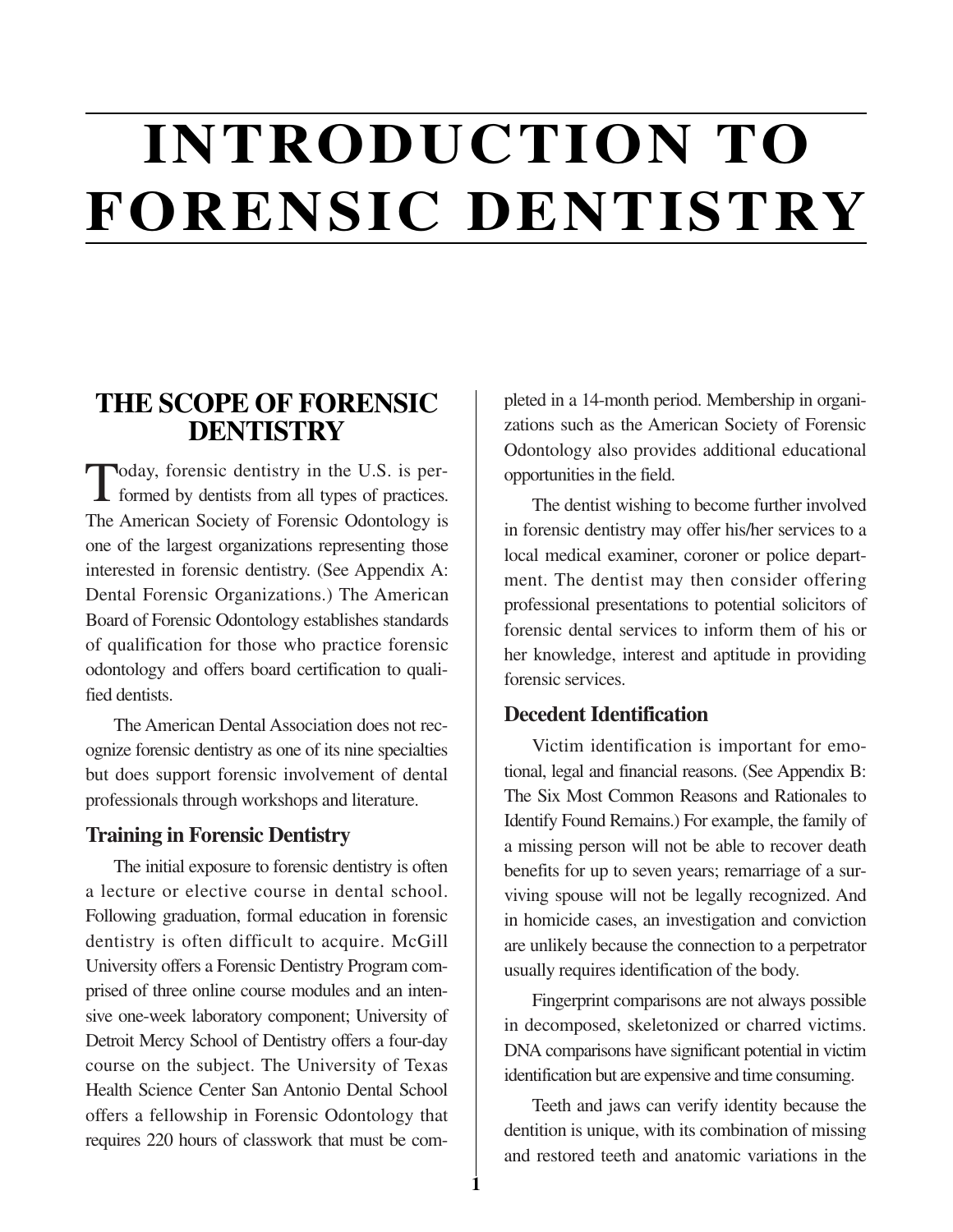# INTRODUCTION TO FORENSIC DENTISTRY

## THE SCOPE OF FORENSIC DENTISTRY

Today, forensic dentistry in the U.S. is performed by dentists from all types of practices. The American Society of Forensic Odontology is one of the largest organizations representing those interested in forensic dentistry. (See Appendix A: Dental Forensic Organizations.) The American Board of Forensic Odontology establishes standards of qualification for those who practice forensic odontology and offers board certification to qualified dentists.

The American Dental Association does not recognize forensic dentistry as one of its nine specialties but does support forensic involvement of dental professionals through workshops and literature.

### Training in Forensic Dentistry

The initial exposure to forensic dentistry is often a lecture or elective course in dental school. Following graduation, formal education in forensic dentistry is often difficult to acquire. McGill University offers a Forensic Dentistry Program comprised of three online course modules and an intensive one-week laboratory component; University of Detroit Mercy School of Dentistry offers a four-day course on the subject. The University of Texas Health Science Center San Antonio Dental School offers a fellowship in Forensic Odontology that requires 220 hours of classwork that must be completed in a 14-month period. Membership in organizations such as the American Society of Forensic Odontology also provides additional educational opportunities in the field.

The dentist wishing to become further involved in forensic dentistry may offer his/her services to a local medical examiner, coroner or police department. The dentist may then consider offering professional presentations to potential solicitors of forensic dental services to inform them of his or her knowledge, interest and aptitude in providing forensic services.

### Decedent Identification

Victim identification is important for emotional, legal and financial reasons. (See Appendix B: The Six Most Common Reasons and Rationales to Identify Found Remains.) For example, the family of a missing person will not be able to recover death benefits for up to seven years; remarriage of a surviving spouse will not be legally recognized. And in homicide cases, an investigation and conviction are unlikely because the connection to a perpetrator usually requires identification of the body.

Fingerprint comparisons are not always possible in decomposed, skeletonized or charred victims. DNA comparisons have significant potential in victim identification but are expensive and time consuming.

Teeth and jaws can verify identity because the dentition is unique, with its combination of missing and restored teeth and anatomic variations in the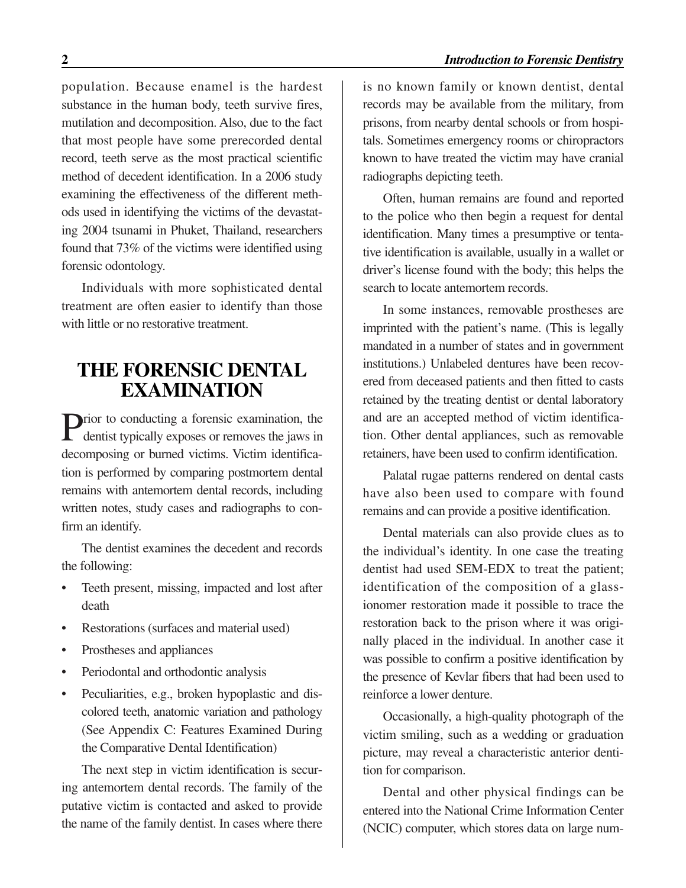population. Because enamel is the hardest substance in the human body, teeth survive fires, mutilation and decomposition. Also, due to the fact that most people have some prerecorded dental record, teeth serve as the most practical scientific method of decedent identification. In a 2006 study examining the effectiveness of the different methods used in identifying the victims of the devastating 2004 tsunami in Phuket, Thailand, researchers found that 73% of the victims were identified using forensic odontology.

Individuals with more sophisticated dental treatment are often easier to identify than those with little or no restorative treatment.

## THE FORENSIC DENTAL EXAMINATION

Prior to conducting a forensic examination, the dentist typically exposes or removes the jaws in decomposing or burned victims. Victim identification is performed by comparing postmortem dental remains with antemortem dental records, including written notes, study cases and radiographs to confirm an identify.

The dentist examines the decedent and records the following:

- Teeth present, missing, impacted and lost after death
- Restorations (surfaces and material used)
- Prostheses and appliances
- Periodontal and orthodontic analysis
- Peculiarities, e.g., broken hypoplastic and discolored teeth, anatomic variation and pathology (See Appendix C: Features Examined During the Comparative Dental Identification)

The next step in victim identification is securing antemortem dental records. The family of the putative victim is contacted and asked to provide the name of the family dentist. In cases where there is no known family or known dentist, dental records may be available from the military, from prisons, from nearby dental schools or from hospitals. Sometimes emergency rooms or chiropractors known to have treated the victim may have cranial radiographs depicting teeth.

Often, human remains are found and reported to the police who then begin a request for dental identification. Many times a presumptive or tentative identification is available, usually in a wallet or driver's license found with the body; this helps the search to locate antemortem records.

In some instances, removable prostheses are imprinted with the patient's name. (This is legally mandated in a number of states and in government institutions.) Unlabeled dentures have been recovered from deceased patients and then fitted to casts retained by the treating dentist or dental laboratory and are an accepted method of victim identification. Other dental appliances, such as removable retainers, have been used to confirm identification.

Palatal rugae patterns rendered on dental casts have also been used to compare with found remains and can provide a positive identification.

Dental materials can also provide clues as to the individual's identity. In one case the treating dentist had used SEM-EDX to treat the patient; identification of the composition of a glass-ionomer restoration made it possible to trace the restoration back to the prison where it was originally placed in the individual. In another case it was possible to confirm a positive identification by the presence of Kevlar fibers that had been used to reinforce a lower denture.

Occasionally, a high-quality photograph of the victim smiling, such as a wedding or graduation picture, may reveal a characteristic anterior dentition for comparison.

Dental and other physical findings can be entered into the National Crime Information Center (NCIC) computer, which stores data on large num-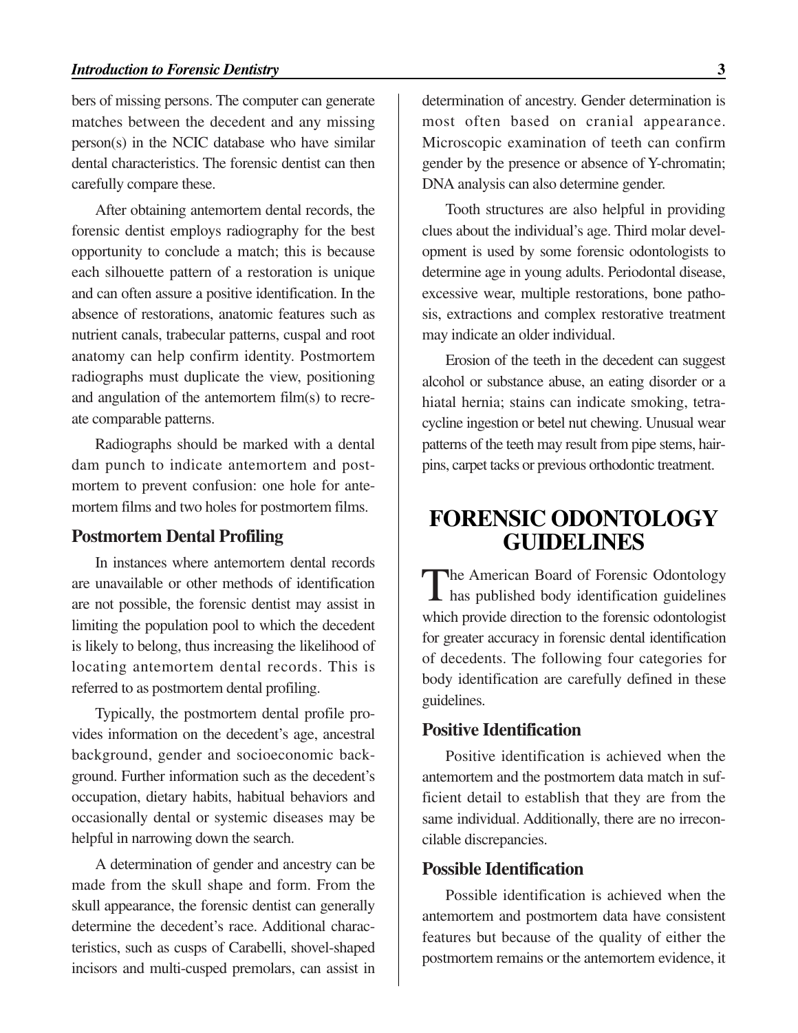bers of missing persons. The computer can generate matches between the decedent and any missing person(s) in the NCIC database who have similar dental characteristics. The forensic dentist can then carefully compare these.

After obtaining antemortem dental records, the forensic dentist employs radiography for the best opportunity to conclude a match; this is because each silhouette pattern of a restoration is unique and can often assure a positive identification. In the absence of restorations, anatomic features such as nutrient canals, trabecular patterns, cuspal and root anatomy can help confirm identity. Postmortem radiographs must duplicate the view, positioning and angulation of the antemortem film(s) to recreate comparable patterns.

Radiographs should be marked with a dental dam punch to indicate antemortem and postmortem to prevent confusion: one hole for antemortem films and two holes for postmortem films.

### Postmortem Dental Profiling

In instances where antemortem dental records are unavailable or other methods of identification are not possible, the forensic dentist may assist in limiting the population pool to which the decedent is likely to belong, thus increasing the likelihood of locating antemortem dental records. This is referred to as postmortem dental profiling.

Typically, the postmortem dental profile provides information on the decedent's age, ancestral background, gender and socioeconomic background. Further information such as the decedent's occupation, dietary habits, habitual behaviors and occasionally dental or systemic diseases may be helpful in narrowing down the search.

A determination of gender and ancestry can be made from the skull shape and form. From the skull appearance, the forensic dentist can generally determine the decedent's race. Additional characteristics, such as cusps of Carabelli, shovel-shaped incisors and multi-cusped premolars, can assist in determination of ancestry. Gender determination is most often based on cranial appearance. Microscopic examination of teeth can confirm gender by the presence or absence of Y-chromatin; DNA analysis can also determine gender.

Tooth structures are also helpful in providing clues about the individual's age. Third molar development is used by some forensic odontologists to determine age in young adults. Periodontal disease, excessive wear, multiple restorations, bone pathosis, extractions and complex restorative treatment may indicate an older individual.

Erosion of the teeth in the decedent can suggest alcohol or substance abuse, an eating disorder or a hiatal hernia; stains can indicate smoking, tetracycline ingestion or betel nut chewing. Unusual wear patterns of the teeth may result from pipe stems, hairpins, carpet tacks or previous orthodontic treatment.

## FORENSIC ODONTOLOGY GUIDELINES

The American Board of Forensic Odontology has published body identification guidelines which provide direction to the forensic odontologist for greater accuracy in forensic dental identification of decedents. The following four categories for body identification are carefully defined in these guidelines.

### Positive Identification

Positive identification is achieved when the antemortem and the postmortem data match in sufficient detail to establish that they are from the same individual. Additionally, there are no irreconcilable discrepancies.

### Possible Identification

Possible identification is achieved when the antemortem and postmortem data have consistent features but because of the quality of either the postmortem remains or the antemortem evidence, it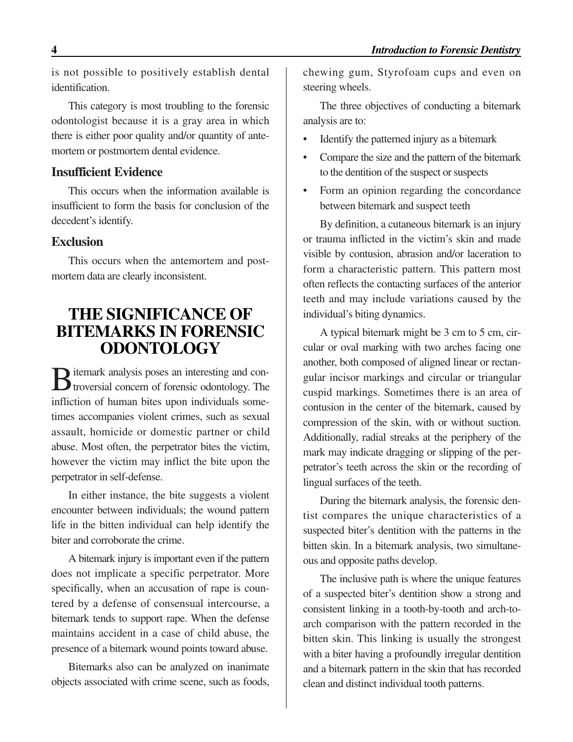is not possible to positively establish dental identification.

This category is most troubling to the forensic odontologist because it is a gray area in which there is either poor quality and/or quantity of antemortem or postmortem dental evidence.

### Insufficient Evidence

This occurs when the information available is insufficient to form the basis for conclusion of the decedent's identify.

### Exclusion

This occurs when the antemortem and postmortem data are clearly inconsistent.

## THE SIGNIFICANCE OF BITEMARKS IN FORENSIC ODONTOLOGY

Bitemark analysis poses an interesting and controversial concern of forensic odontology. The infliction of human bites upon individuals sometimes accompanies violent crimes, such as sexual assault, homicide or domestic partner or child abuse. Most often, the perpetrator bites the victim, however the victim may inflict the bite upon the perpetrator in self-defense.

In either instance, the bite suggests a violent encounter between individuals; the wound pattern life in the bitten individual can help identify the biter and corroborate the crime.

A bitemark injury is important even if the pattern does not implicate a specific perpetrator. More specifically, when an accusation of rape is countered by a defense of consensual intercourse, a bitemark tends to support rape. When the defense maintains accident in a case of child abuse, the presence of a bitemark wound points toward abuse.

Bitemarks also can be analyzed on inanimate objects associated with crime scene, such as foods, chewing gum, Styrofoam cups and even on steering wheels.

The three objectives of conducting a bitemark analysis are to:

- Identify the patterned injury as a bitemark
- Compare the size and the pattern of the bitemark to the dentition of the suspect or suspects
- Form an opinion regarding the concordance between bitemark and suspect teeth

By definition, a cutaneous bitemark is an injury or trauma inflicted in the victim's skin and made visible by contusion, abrasion and/or laceration to form a characteristic pattern. This pattern most often reflects the contacting surfaces of the anterior teeth and may include variations caused by the individual's biting dynamics.

A typical bitemark might be 3 cm to 5 cm, circular or oval marking with two arches facing one another, both composed of aligned linear or rectangular incisor markings and circular or triangular cuspid markings. Sometimes there is an area of contusion in the center of the bitemark, caused by compression of the skin, with or without suction. Additionally, radial streaks at the periphery of the mark may indicate dragging or slipping of the perpetrator's teeth across the skin or the recording of lingual surfaces of the teeth.

During the bitemark analysis, the forensic dentist compares the unique characteristics of a suspected biter's dentition with the patterns in the bitten skin. In a bitemark analysis, two simultaneous and opposite paths develop.

The inclusive path is where the unique features of a suspected biter's dentition show a strong and consistent linking in a tooth-by-tooth and arch-to-arch comparison with the pattern recorded in the bitten skin. This linking is usually the strongest with a biter having a profoundly irregular dentition and a bitemark pattern in the skin that has recorded clean and distinct individual tooth patterns.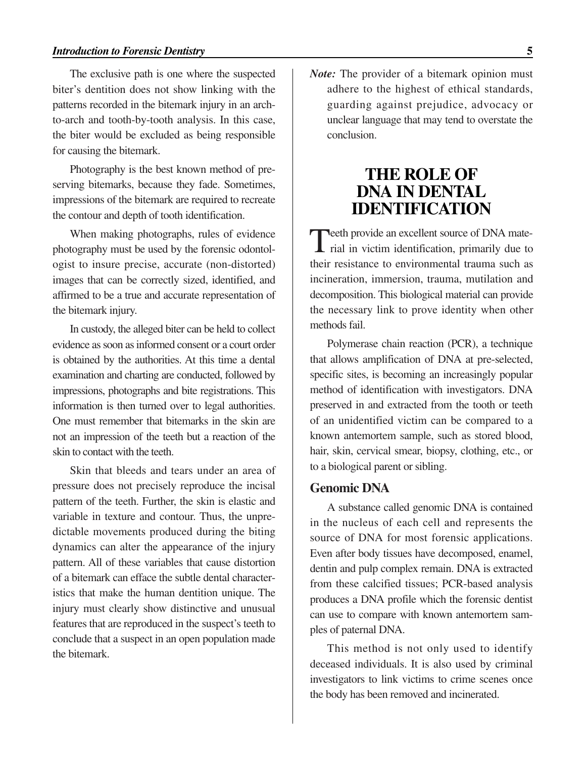The exclusive path is one where the suspected biter's dentition does not show linking with the patterns recorded in the bitemark injury in an arch-to-arch and tooth-by-tooth analysis. In this case, the biter would be excluded as being responsible for causing the bitemark.

Photography is the best known method of preserving bitemarks, because they fade. Sometimes, impressions of the bitemark are required to recreate the contour and depth of tooth identification.

When making photographs, rules of evidence photography must be used by the forensic odontologist to insure precise, accurate (non-distorted) images that can be correctly sized, identified, and affirmed to be a true and accurate representation of the bitemark injury.

In custody, the alleged biter can be held to collect evidence as soon as informed consent or a court order is obtained by the authorities. At this time a dental examination and charting are conducted, followed by impressions, photographs and bite registrations. This information is then turned over to legal authorities. One must remember that bitemarks in the skin are not an impression of the teeth but a reaction of the skin to contact with the teeth.

Skin that bleeds and tears under an area of pressure does not precisely reproduce the incisal pattern of the teeth. Further, the skin is elastic and variable in texture and contour. Thus, the unpredictable movements produced during the biting dynamics can alter the appearance of the injury pattern. All of these variables that cause distortion of a bitemark can efface the subtle dental characteristics that make the human dentition unique. The injury must clearly show distinctive and unusual features that are reproduced in the suspect's teeth to conclude that a suspect in an open population made the bitemark.

***Note:*** The provider of a bitemark opinion must adhere to the highest of ethical standards, guarding against prejudice, advocacy or unclear language that may tend to overstate the conclusion.

# THE ROLE OF DNA IN DENTAL IDENTIFICATION

Teeth provide an excellent source of DNA material in victim identification, primarily due to their resistance to environmental trauma such as incineration, immersion, trauma, mutilation and decomposition. This biological material can provide the necessary link to prove identity when other methods fail.

Polymerase chain reaction (PCR), a technique that allows amplification of DNA at pre-selected, specific sites, is becoming an increasingly popular method of identification with investigators. DNA preserved in and extracted from the tooth or teeth of an unidentified victim can be compared to a known antemortem sample, such as stored blood, hair, skin, cervical smear, biopsy, clothing, etc., or to a biological parent or sibling.

## Genomic DNA

A substance called genomic DNA is contained in the nucleus of each cell and represents the source of DNA for most forensic applications. Even after body tissues have decomposed, enamel, dentin and pulp complex remain. DNA is extracted from these calcified tissues; PCR-based analysis produces a DNA profile which the forensic dentist can use to compare with known antemortem samples of paternal DNA.

This method is not only used to identify deceased individuals. It is also used by criminal investigators to link victims to crime scenes once the body has been removed and incinerated.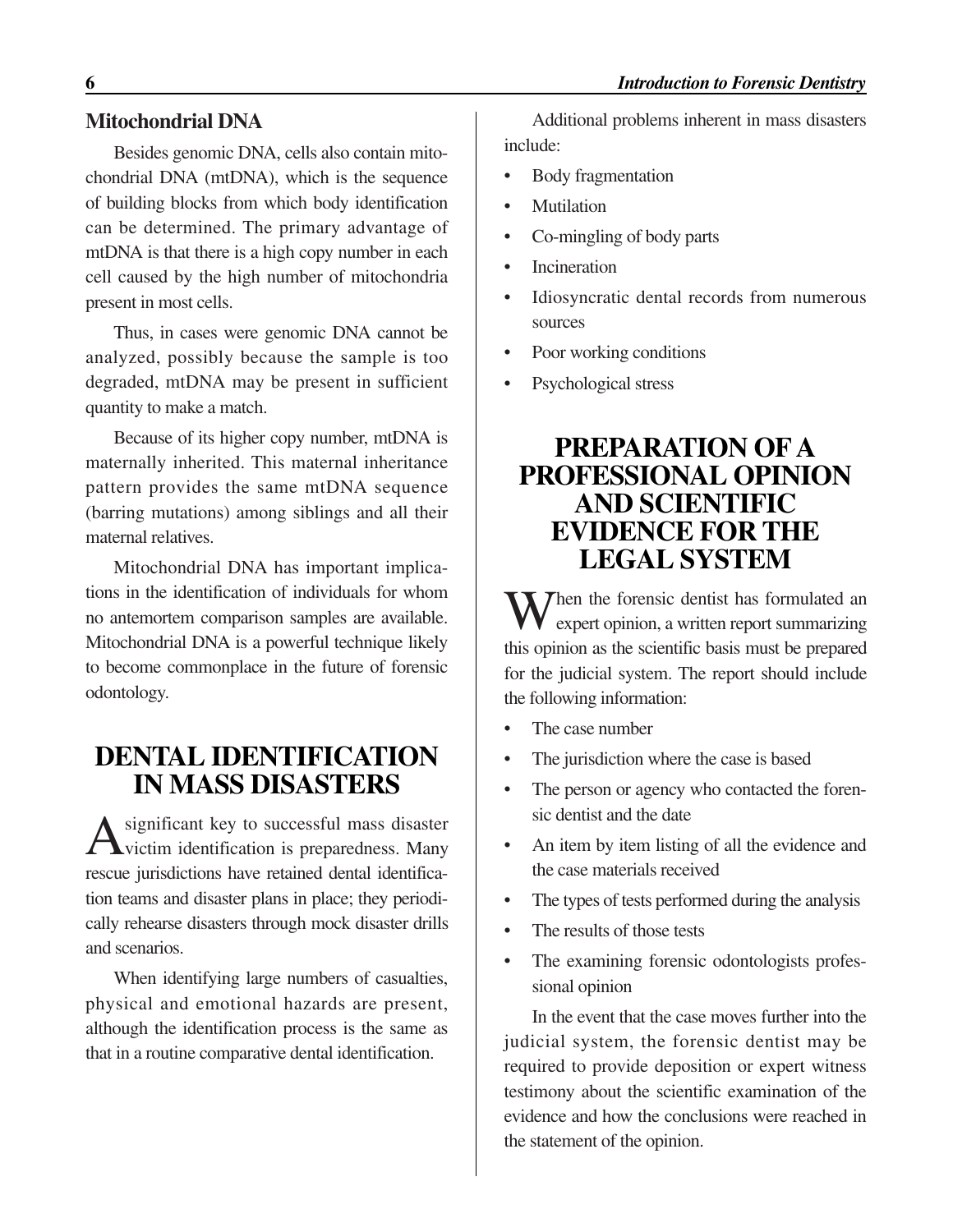### Mitochondrial DNA

Besides genomic DNA, cells also contain mitochondrial DNA (mtDNA), which is the sequence of building blocks from which body identification can be determined. The primary advantage of mtDNA is that there is a high copy number in each cell caused by the high number of mitochondria present in most cells.

Thus, in cases were genomic DNA cannot be analyzed, possibly because the sample is too degraded, mtDNA may be present in sufficient quantity to make a match.

Because of its higher copy number, mtDNA is maternally inherited. This maternal inheritance pattern provides the same mtDNA sequence (barring mutations) among siblings and all their maternal relatives.

Mitochondrial DNA has important implications in the identification of individuals for whom no antemortem comparison samples are available. Mitochondrial DNA is a powerful technique likely to become commonplace in the future of forensic odontology.

## DENTAL IDENTIFICATION IN MASS DISASTERS

A significant key to successful mass disaster victim identification is preparedness. Many rescue jurisdictions have retained dental identification teams and disaster plans in place; they periodically rehearse disasters through mock disaster drills and scenarios.

When identifying large numbers of casualties, physical and emotional hazards are present, although the identification process is the same as that in a routine comparative dental identification.

Additional problems inherent in mass disasters include:

- Body fragmentation
- Mutilation
- Co-mingling of body parts
- Incineration
- Idiosyncratic dental records from numerous sources
- Poor working conditions
- Psychological stress

## PREPARATION OF A PROFESSIONAL OPINION AND SCIENTIFIC EVIDENCE FOR THE LEGAL SYSTEM

When the forensic dentist has formulated an expert opinion, a written report summarizing this opinion as the scientific basis must be prepared for the judicial system. The report should include the following information:

- The case number
- The jurisdiction where the case is based
- The person or agency who contacted the forensic dentist and the date
- An item by item listing of all the evidence and the case materials received
- The types of tests performed during the analysis
- The results of those tests
- The examining forensic odontologists professional opinion

In the event that the case moves further into the judicial system, the forensic dentist may be required to provide deposition or expert witness testimony about the scientific examination of the evidence and how the conclusions were reached in the statement of the opinion.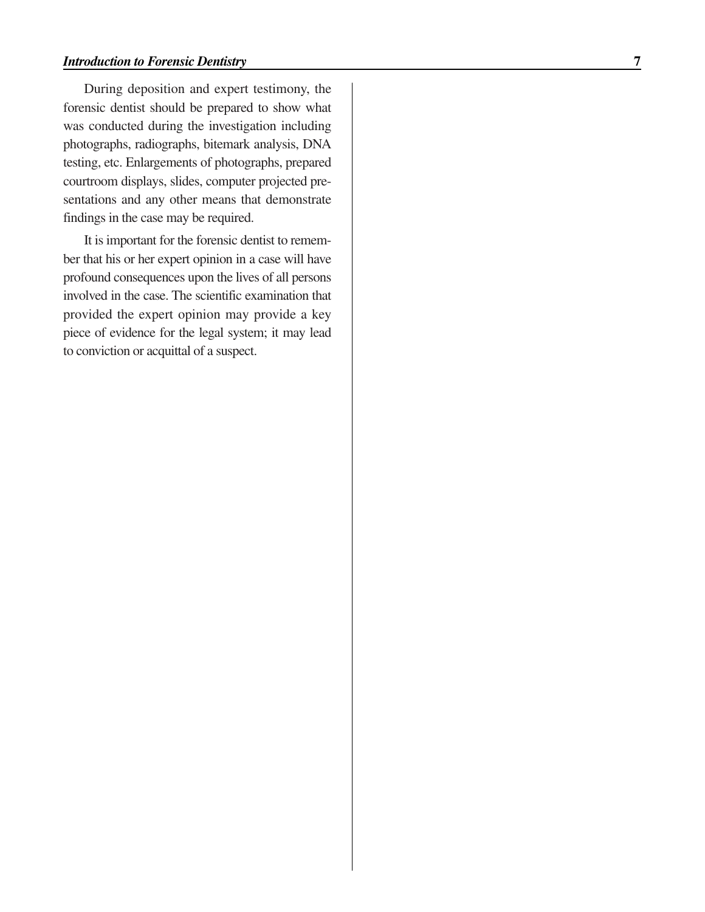During deposition and expert testimony, the forensic dentist should be prepared to show what was conducted during the investigation including photographs, radiographs, bitemark analysis, DNA testing, etc. Enlargements of photographs, prepared courtroom displays, slides, computer projected presentations and any other means that demonstrate findings in the case may be required.

It is important for the forensic dentist to remember that his or her expert opinion in a case will have profound consequences upon the lives of all persons involved in the case. The scientific examination that provided the expert opinion may provide a key piece of evidence for the legal system; it may lead to conviction or acquittal of a suspect.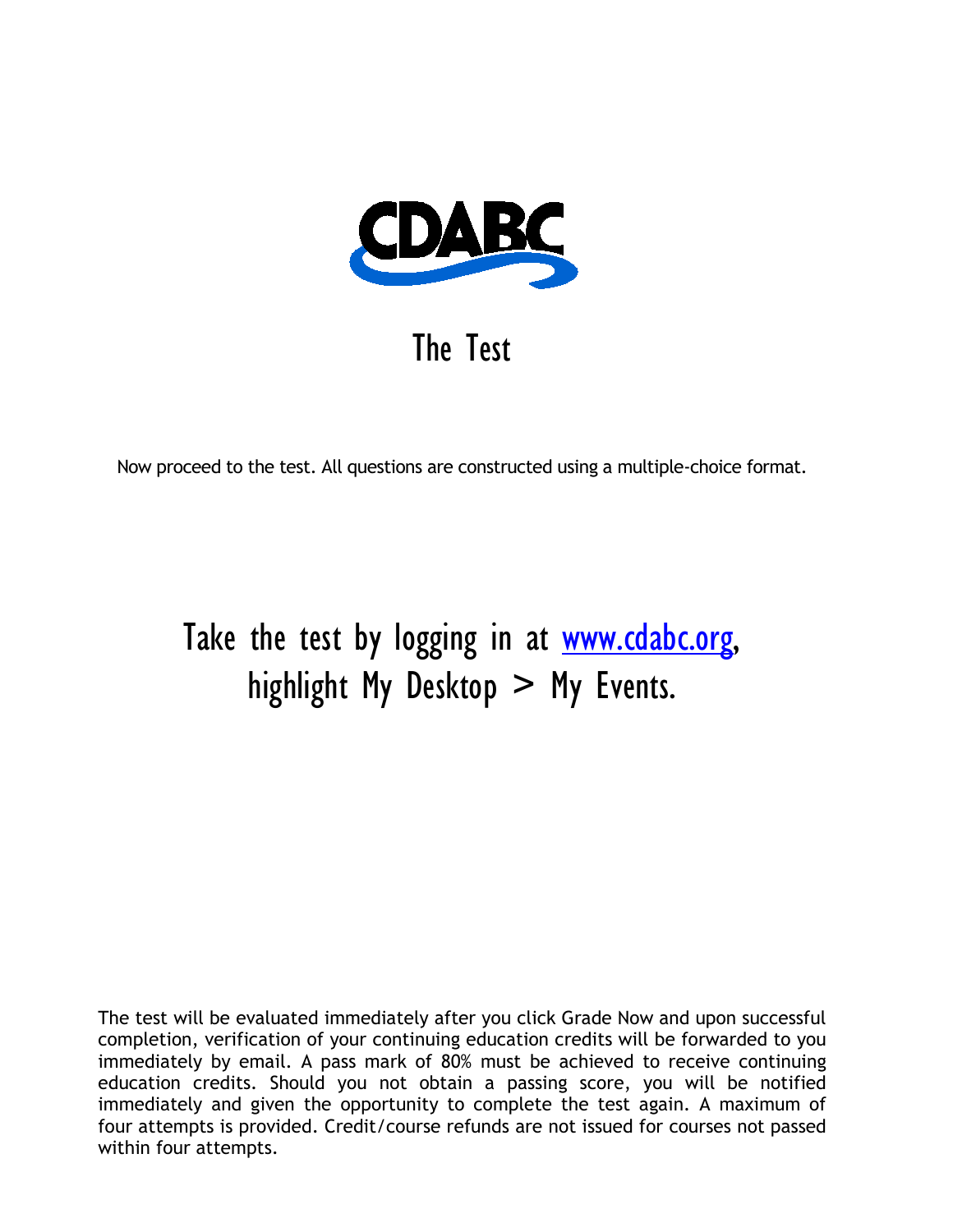CDABC

# The Test

Now proceed to the test. All questions are constructed using a multiple-choice format.

## Take the test by logging in at [www.cdabc.org](http://www.cdabc.org), highlight My Desktop > My Events.

The test will be evaluated immediately after you click Grade Now and upon successful completion, verification of your continuing education credits will be forwarded to you immediately by email. A pass mark of 80% must be achieved to receive continuing education credits. Should you not obtain a passing score, you will be notified immediately and given the opportunity to complete the test again. A maximum of four attempts is provided. Credit/course refunds are not issued for courses not passed within four attempts.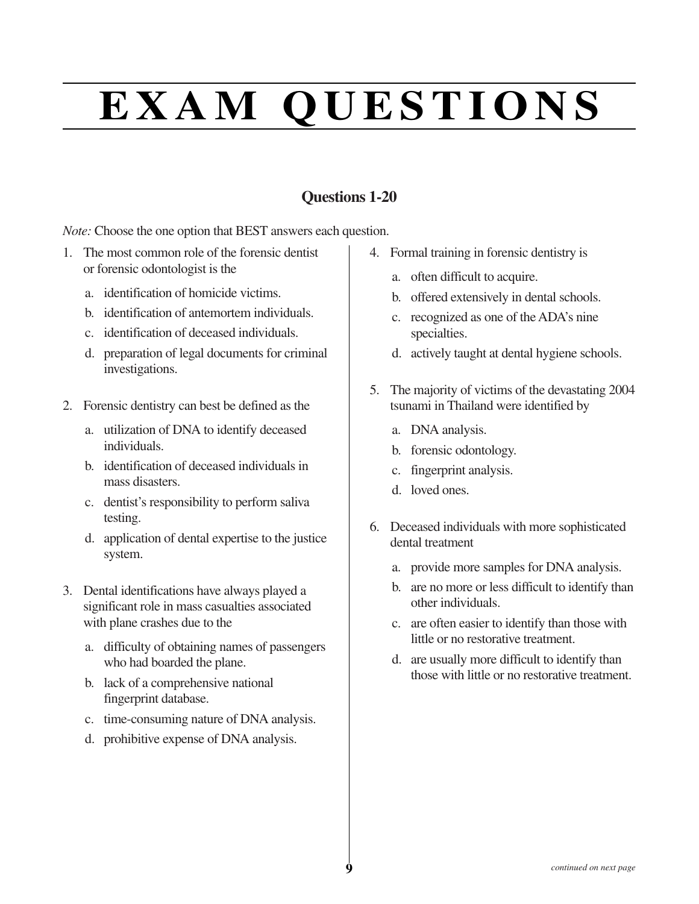# EXAM QUESTIONS

## Questions 1-20

*Note:* Choose the one option that BEST answers each question.

1. The most common role of the forensic dentist or forensic odontologist is the
   a. identification of homicide victims.
   b. identification of antemortem individuals.
   c. identification of deceased individuals.
   d. preparation of legal documents for criminal investigations.

2. Forensic dentistry can best be defined as the
   a. utilization of DNA to identify deceased individuals.
   b. identification of deceased individuals in mass disasters.
   c. dentist's responsibility to perform saliva testing.
   d. application of dental expertise to the justice system.

3. Dental identifications have always played a significant role in mass casualties associated with plane crashes due to the
   a. difficulty of obtaining names of passengers who had boarded the plane.
   b. lack of a comprehensive national fingerprint database.
   c. time-consuming nature of DNA analysis.
   d. prohibitive expense of DNA analysis.

4. Formal training in forensic dentistry is
   a. often difficult to acquire.
   b. offered extensively in dental schools.
   c. recognized as one of the ADA's nine specialties.
   d. actively taught at dental hygiene schools.

5. The majority of victims of the devastating 2004 tsunami in Thailand were identified by
   a. DNA analysis.
   b. forensic odontology.
   c. fingerprint analysis.
   d. loved ones.

6. Deceased individuals with more sophisticated dental treatment
   a. provide more samples for DNA analysis.
   b. are no more or less difficult to identify than other individuals.
   c. are often easier to identify than those with little or no restorative treatment.
   d. are usually more difficult to identify than those with little or no restorative treatment.

*continued on next page*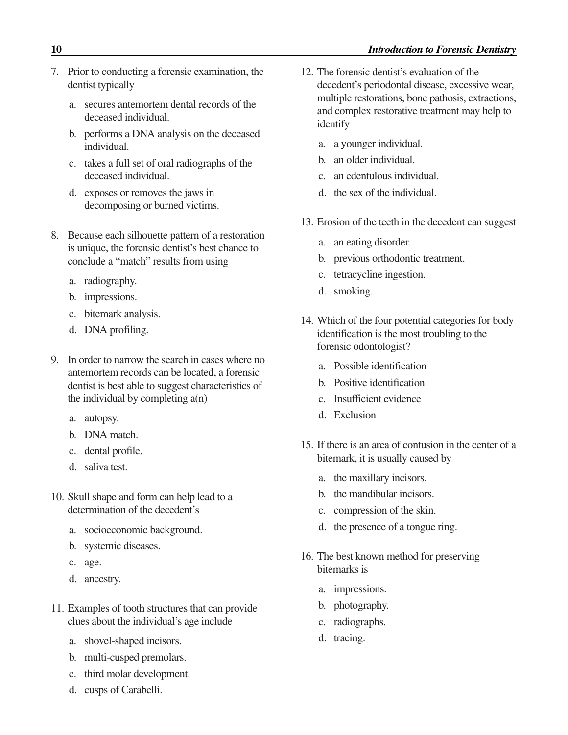7. Prior to conducting a forensic examination, the dentist typically

    a. secures antemortem dental records of the deceased individual.
    b. performs a DNA analysis on the deceased individual.
    c. takes a full set of oral radiographs of the deceased individual.
    d. exposes or removes the jaws in decomposing or burned victims.

8. Because each silhouette pattern of a restoration is unique, the forensic dentist's best chance to conclude a "match" results from using

    a. radiography.
    b. impressions.
    c. bitemark analysis.
    d. DNA profiling.

9. In order to narrow the search in cases where no antemortem records can be located, a forensic dentist is best able to suggest characteristics of the individual by completing a(n)

    a. autopsy.
    b. DNA match.
    c. dental profile.
    d. saliva test.

10. Skull shape and form can help lead to a determination of the decedent's

    a. socioeconomic background.
    b. systemic diseases.
    c. age.
    d. ancestry.

11. Examples of tooth structures that can provide clues about the individual's age include

    a. shovel-shaped incisors.
    b. multi-cusped premolars.
    c. third molar development.
    d. cusps of Carabelli.

12. The forensic dentist's evaluation of the decedent's periodontal disease, excessive wear, multiple restorations, bone pathosis, extractions, and complex restorative treatment may help to identify

    a. a younger individual.
    b. an older individual.
    c. an edentulous individual.
    d. the sex of the individual.

13. Erosion of the teeth in the decedent can suggest

    a. an eating disorder.
    b. previous orthodontic treatment.
    c. tetracycline ingestion.
    d. smoking.

14. Which of the four potential categories for body identification is the most troubling to the forensic odontologist?

    a. Possible identification
    b. Positive identification
    c. Insufficient evidence
    d. Exclusion

15. If there is an area of contusion in the center of a bitemark, it is usually caused by

    a. the maxillary incisors.
    b. the mandibular incisors.
    c. compression of the skin.
    d. the presence of a tongue ring.

16. The best known method for preserving bitemarks is

    a. impressions.
    b. photography.
    c. radiographs.
    d. tracing.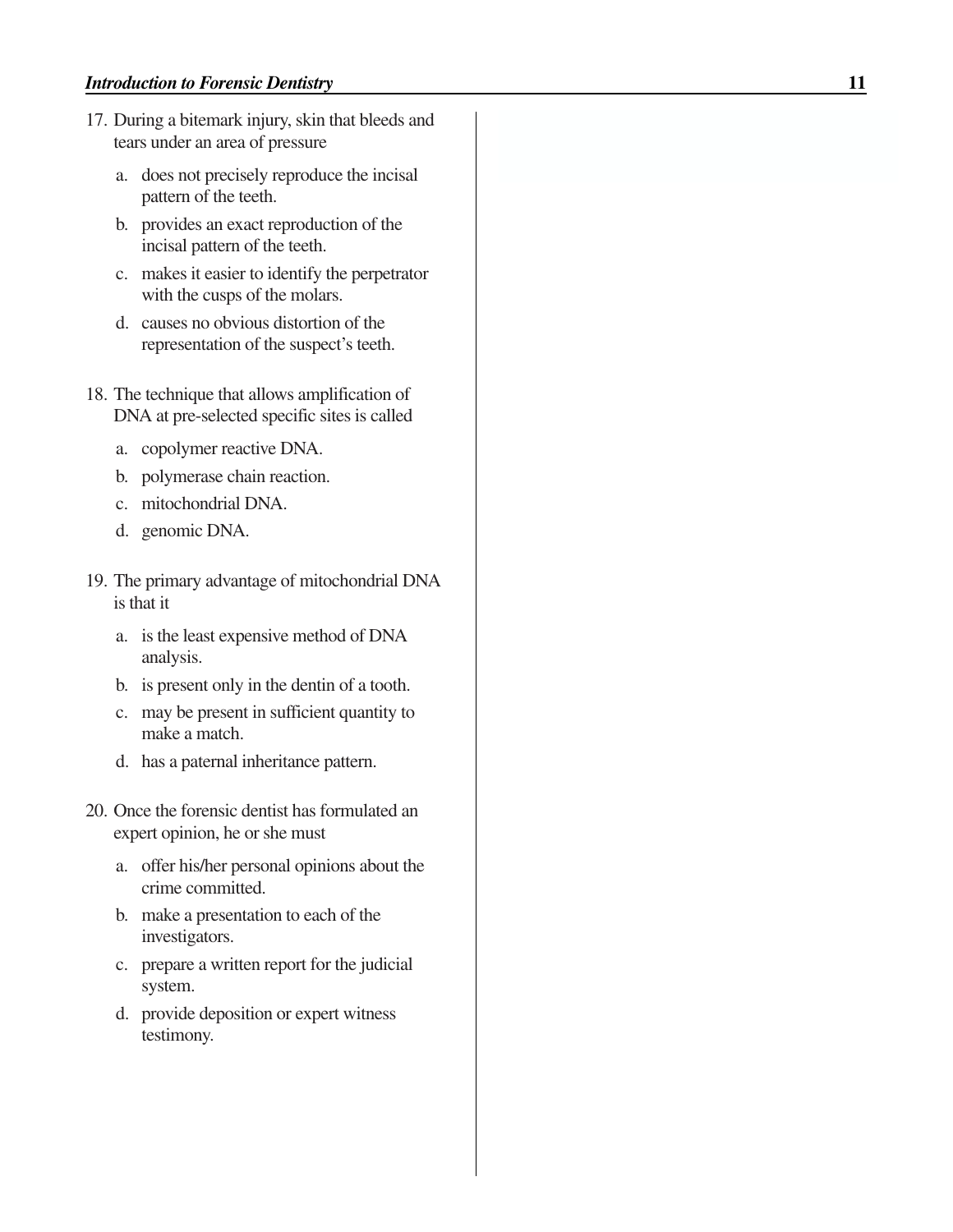17. During a bitemark injury, skin that bleeds and tears under an area of pressure

    a. does not precisely reproduce the incisal pattern of the teeth.
    b. provides an exact reproduction of the incisal pattern of the teeth.
    c. makes it easier to identify the perpetrator with the cusps of the molars.
    d. causes no obvious distortion of the representation of the suspect's teeth.

18. The technique that allows amplification of DNA at pre-selected specific sites is called

    a. copolymer reactive DNA.
    b. polymerase chain reaction.
    c. mitochondrial DNA.
    d. genomic DNA.

19. The primary advantage of mitochondrial DNA is that it

    a. is the least expensive method of DNA analysis.
    b. is present only in the dentin of a tooth.
    c. may be present in sufficient quantity to make a match.
    d. has a paternal inheritance pattern.

20. Once the forensic dentist has formulated an expert opinion, he or she must

    a. offer his/her personal opinions about the crime committed.
    b. make a presentation to each of the investigators.
    c. prepare a written report for the judicial system.
    d. provide deposition or expert witness testimony.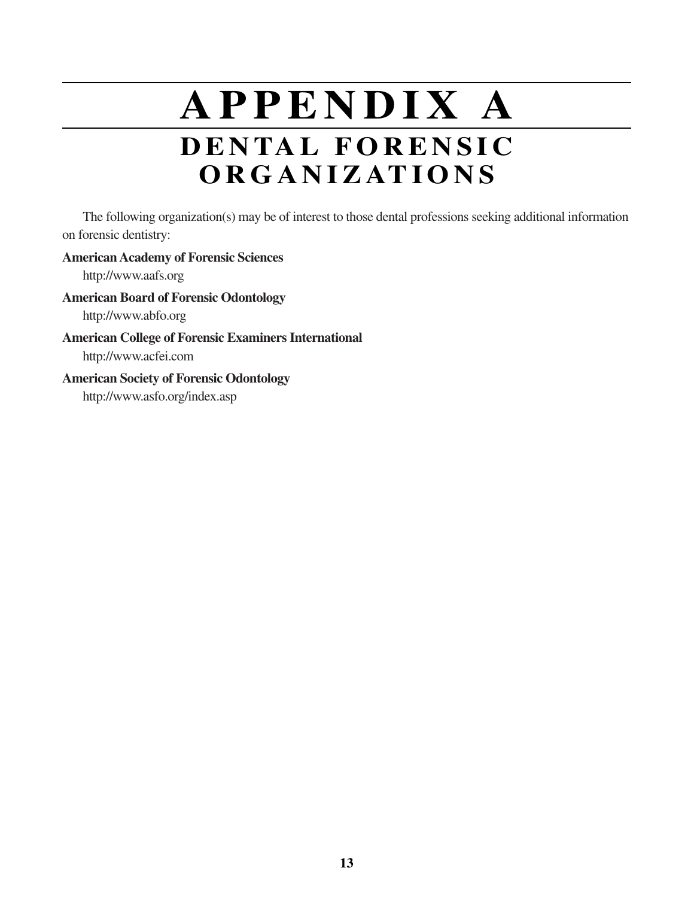# APPENDIX A

## DENTAL FORENSIC ORGANIZATIONS

The following organization(s) may be of interest to those dental professions seeking additional information on forensic dentistry:

**American Academy of Forensic Sciences**
http://www.aafs.org

**American Board of Forensic Odontology**
http://www.abfo.org

**American College of Forensic Examiners International**
http://www.acfei.com

**American Society of Forensic Odontology**
http://www.asfo.org/index.asp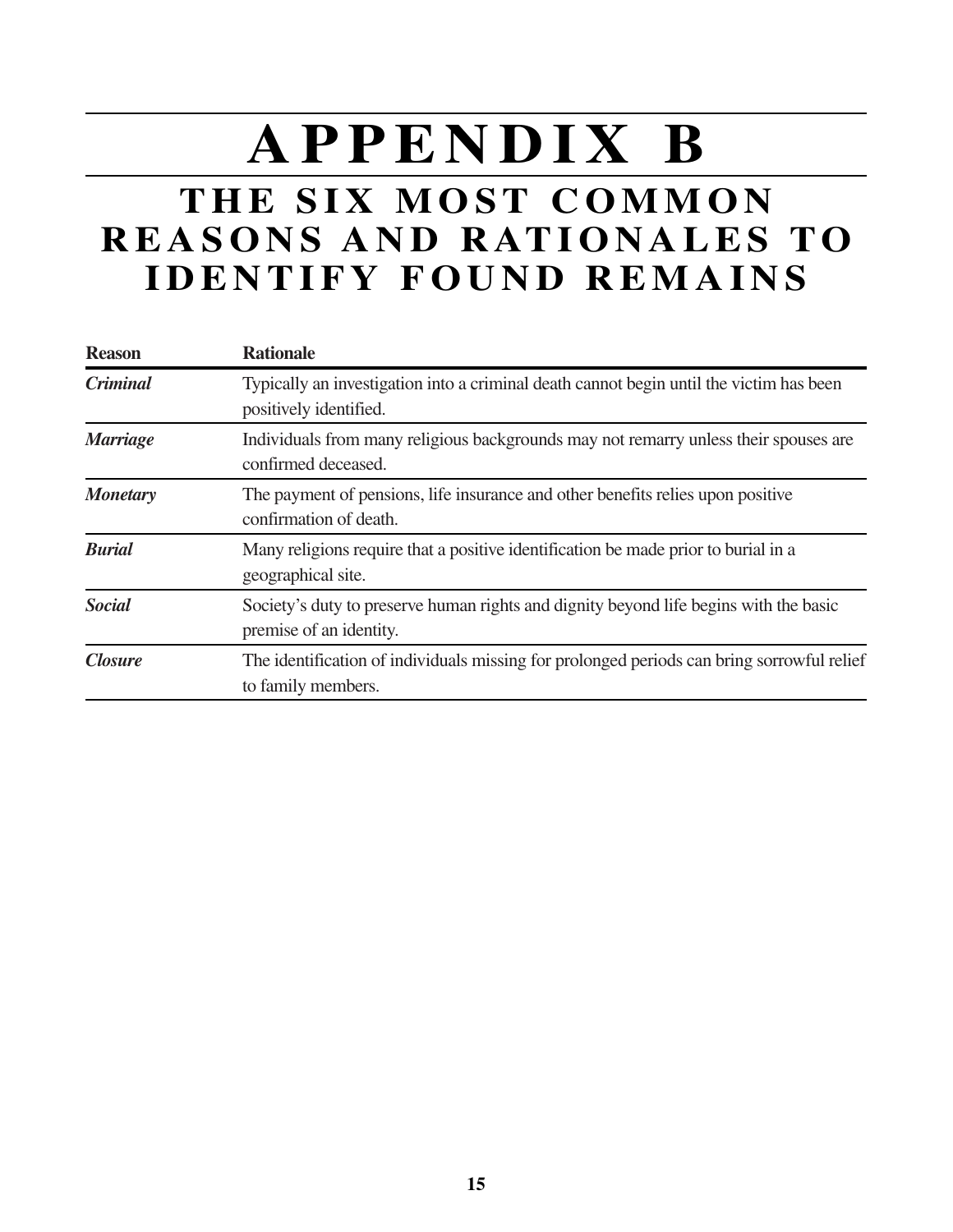# APPENDIX B

## THE SIX MOST COMMON REASONS AND RATIONALES TO IDENTIFY FOUND REMAINS

| Reason | Rationale |
| --- | --- |
| ***Criminal*** | Typically an investigation into a criminal death cannot begin until the victim has been positively identified. |
| ***Marriage*** | Individuals from many religious backgrounds may not remarry unless their spouses are confirmed deceased. |
| ***Monetary*** | The payment of pensions, life insurance and other benefits relies upon positive confirmation of death. |
| ***Burial*** | Many religions require that a positive identification be made prior to burial in a geographical site. |
| ***Social*** | Society's duty to preserve human rights and dignity beyond life begins with the basic premise of an identity. |
| ***Closure*** | The identification of individuals missing for prolonged periods can bring sorrowful relief to family members. |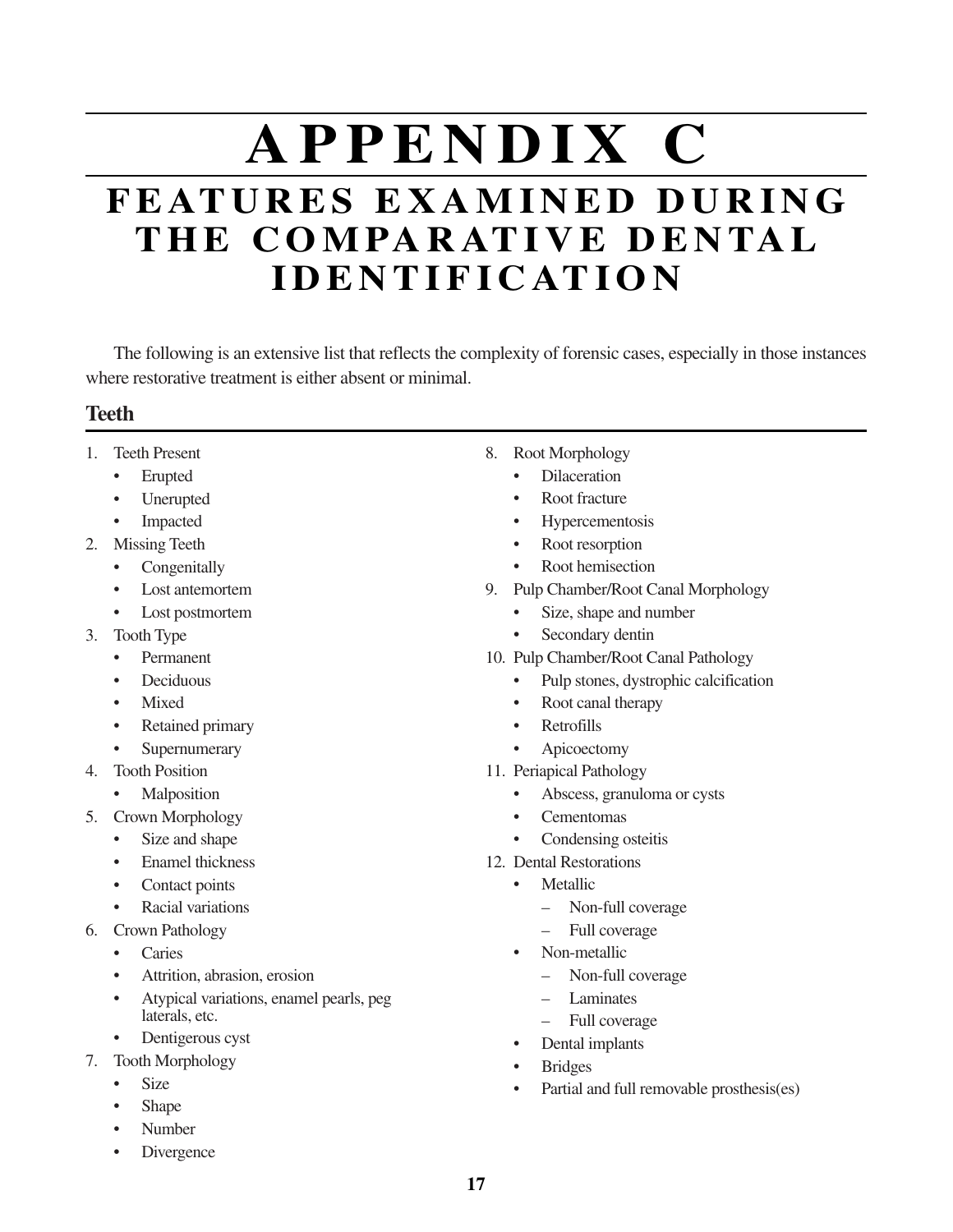# APPENDIX C

## FEATURES EXAMINED DURING THE COMPARATIVE DENTAL IDENTIFICATION

The following is an extensive list that reflects the complexity of forensic cases, especially in those instances where restorative treatment is either absent or minimal.

### Teeth

1. Teeth Present
   - Erupted
   - Unerupted
   - Impacted
2. Missing Teeth
   - Congenitally
   - Lost antemortem
   - Lost postmortem
3. Tooth Type
   - Permanent
   - Deciduous
   - Mixed
   - Retained primary
   - Supernumerary
4. Tooth Position
   - Malposition
5. Crown Morphology
   - Size and shape
   - Enamel thickness
   - Contact points
   - Racial variations
6. Crown Pathology
   - Caries
   - Attrition, abrasion, erosion
   - Atypical variations, enamel pearls, peg laterals, etc.
   - Dentigerous cyst
7. Tooth Morphology
   - Size
   - Shape
   - Number
   - Divergence
8. Root Morphology
   - Dilaceration
   - Root fracture
   - Hypercementosis
   - Root resorption
   - Root hemisection
9. Pulp Chamber/Root Canal Morphology
   - Size, shape and number
   - Secondary dentin
10. Pulp Chamber/Root Canal Pathology
    - Pulp stones, dystrophic calcification
    - Root canal therapy
    - Retrofills
    - Apicoectomy
11. Periapical Pathology
    - Abscess, granuloma or cysts
    - Cementomas
    - Condensing osteitis
12. Dental Restorations
    - Metallic
      - Non-full coverage
      - Full coverage
    - Non-metallic
      - Non-full coverage
      - Laminates
      - Full coverage
    - Dental implants
    - Bridges
    - Partial and full removable prosthesis(es)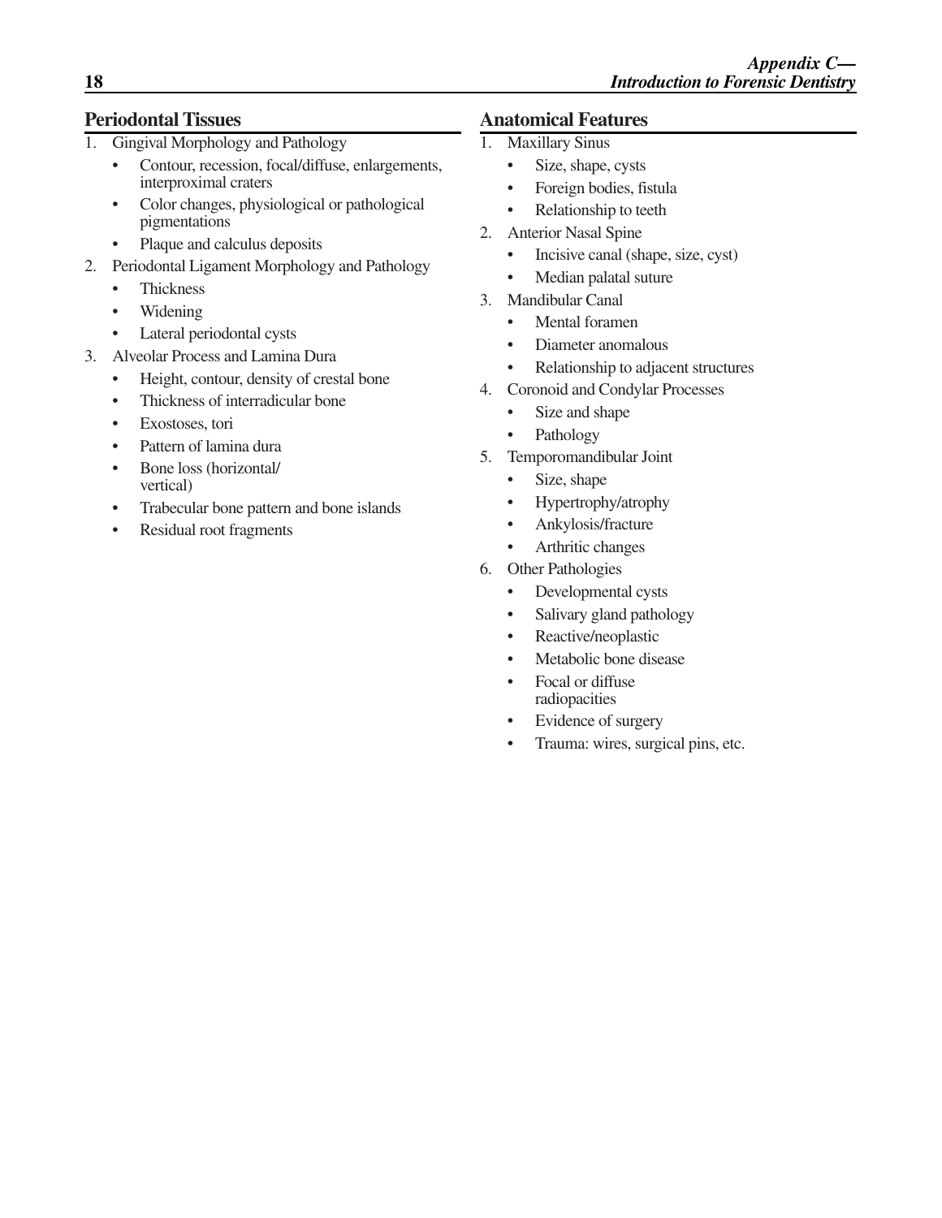## Periodontal Tissues

1. Gingival Morphology and Pathology
   - Contour, recession, focal/diffuse, enlargements, interproximal craters
   - Color changes, physiological or pathological pigmentations
   - Plaque and calculus deposits
2. Periodontal Ligament Morphology and Pathology
   - Thickness
   - Widening
   - Lateral periodontal cysts
3. Alveolar Process and Lamina Dura
   - Height, contour, density of crestal bone
   - Thickness of interradicular bone
   - Exostoses, tori
   - Pattern of lamina dura
   - Bone loss (horizontal/vertical)
   - Trabecular bone pattern and bone islands
   - Residual root fragments

## Anatomical Features

1. Maxillary Sinus
   - Size, shape, cysts
   - Foreign bodies, fistula
   - Relationship to teeth
2. Anterior Nasal Spine
   - Incisive canal (shape, size, cyst)
   - Median palatal suture
3. Mandibular Canal
   - Mental foramen
   - Diameter anomalous
   - Relationship to adjacent structures
4. Coronoid and Condylar Processes
   - Size and shape
   - Pathology
5. Temporomandibular Joint
   - Size, shape
   - Hypertrophy/atrophy
   - Ankylosis/fracture
   - Arthritic changes
6. Other Pathologies
   - Developmental cysts
   - Salivary gland pathology
   - Reactive/neoplastic
   - Metabolic bone disease
   - Focal or diffuse radiopacities
   - Evidence of surgery
   - Trauma: wires, surgical pins, etc.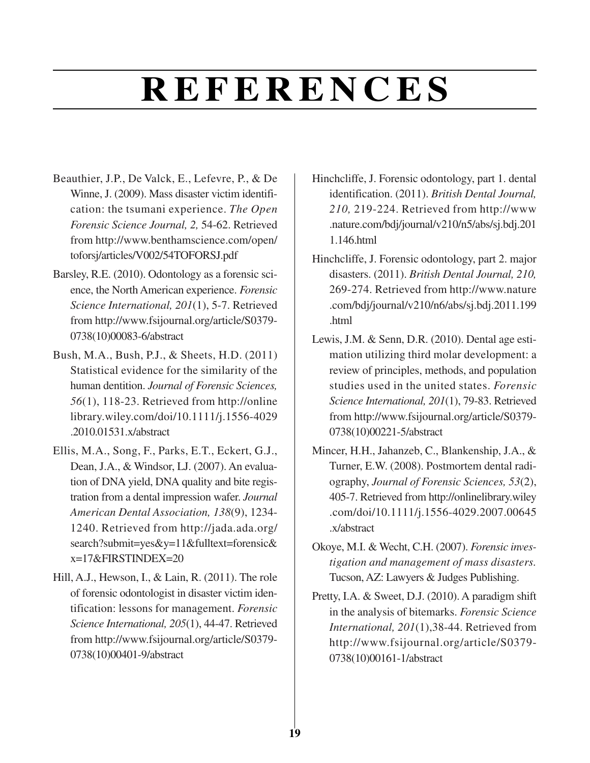# REFERENCES

Beauthier, J.P., De Valck, E., Lefevre, P., & De Winne, J. (2009). Mass disaster victim identification: the tsumani experience. *The Open Forensic Science Journal, 2,* 54-62. Retrieved from http://www.benthamscience.com/open/toforsj/articles/V002/54TOFORSJ.pdf

Barsley, R.E. (2010). Odontology as a forensic science, the North American experience. *Forensic Science International, 201*(1), 5-7. Retrieved from http://www.fsijournal.org/article/S0379-0738(10)00083-6/abstract

Bush, M.A., Bush, P.J., & Sheets, H.D. (2011) Statistical evidence for the similarity of the human dentition. *Journal of Forensic Sciences, 56*(1), 118-23. Retrieved from http://onlinelibrary.wiley.com/doi/10.1111/j.1556-4029.2010.01531.x/abstract

Ellis, M.A., Song, F., Parks, E.T., Eckert, G.J., Dean, J.A., & Windsor, LJ. (2007). An evaluation of DNA yield, DNA quality and bite registration from a dental impression wafer. *Journal American Dental Association, 138*(9), 1234-1240. Retrieved from http://jada.ada.org/search?submit=yes&y=11&fulltext=forensic&x=17&FIRSTINDEX=20

Hill, A.J., Hewson, I., & Lain, R. (2011). The role of forensic odontologist in disaster victim identification: lessons for management. *Forensic Science International, 205*(1), 44-47. Retrieved from http://www.fsijournal.org/article/S0379-0738(10)00401-9/abstract

Hinchcliffe, J. Forensic odontology, part 1. dental identification. (2011). *British Dental Journal, 210,* 219-224. Retrieved from http://www.nature.com/bdj/journal/v210/n5/abs/sj.bdj.2011.146.html

Hinchcliffe, J. Forensic odontology, part 2. major disasters. (2011). *British Dental Journal, 210,* 269-274. Retrieved from http://www.nature.com/bdj/journal/v210/n6/abs/sj.bdj.2011.199.html

Lewis, J.M. & Senn, D.R. (2010). Dental age estimation utilizing third molar development: a review of principles, methods, and population studies used in the united states. *Forensic Science International, 201*(1), 79-83. Retrieved from http://www.fsijournal.org/article/S0379-0738(10)00221-5/abstract

Mincer, H.H., Jahanzeb, C., Blankenship, J.A., & Turner, E.W. (2008). Postmortem dental radiography, *Journal of Forensic Sciences, 53*(2), 405-7. Retrieved from http://onlinelibrary.wiley.com/doi/10.1111/j.1556-4029.2007.00645.x/abstract

Okoye, M.I. & Wecht, C.H. (2007). *Forensic investigation and management of mass disasters.* Tucson, AZ: Lawyers & Judges Publishing.

Pretty, I.A. & Sweet, D.J. (2010). A paradigm shift in the analysis of bitemarks. *Forensic Science International, 201*(1),38-44. Retrieved from http://www.fsijournal.org/article/S0379-0738(10)00161-1/abstract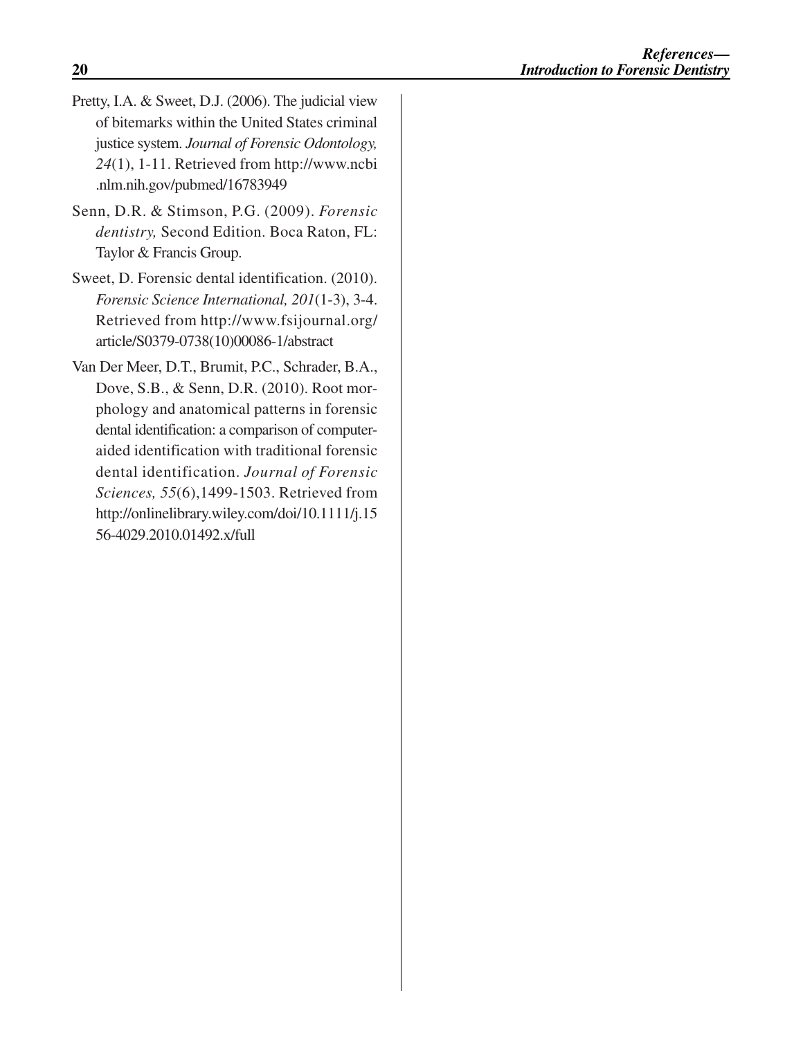Pretty, I.A. & Sweet, D.J. (2006). The judicial view of bitemarks within the United States criminal justice system. *Journal of Forensic Odontology, 24*(1), 1-11. Retrieved from http://www.ncbi.nlm.nih.gov/pubmed/16783949

Senn, D.R. & Stimson, P.G. (2009). *Forensic dentistry,* Second Edition. Boca Raton, FL: Taylor & Francis Group.

Sweet, D. Forensic dental identification. (2010). *Forensic Science International, 201*(1-3), 3-4. Retrieved from http://www.fsijournal.org/article/S0379-0738(10)00086-1/abstract

Van Der Meer, D.T., Brumit, P.C., Schrader, B.A., Dove, S.B., & Senn, D.R. (2010). Root morphology and anatomical patterns in forensic dental identification: a comparison of computer-aided identification with traditional forensic dental identification. *Journal of Forensic Sciences, 55*(6),1499-1503. Retrieved from http://onlinelibrary.wiley.com/doi/10.1111/j.1556-4029.2010.01492.x/full